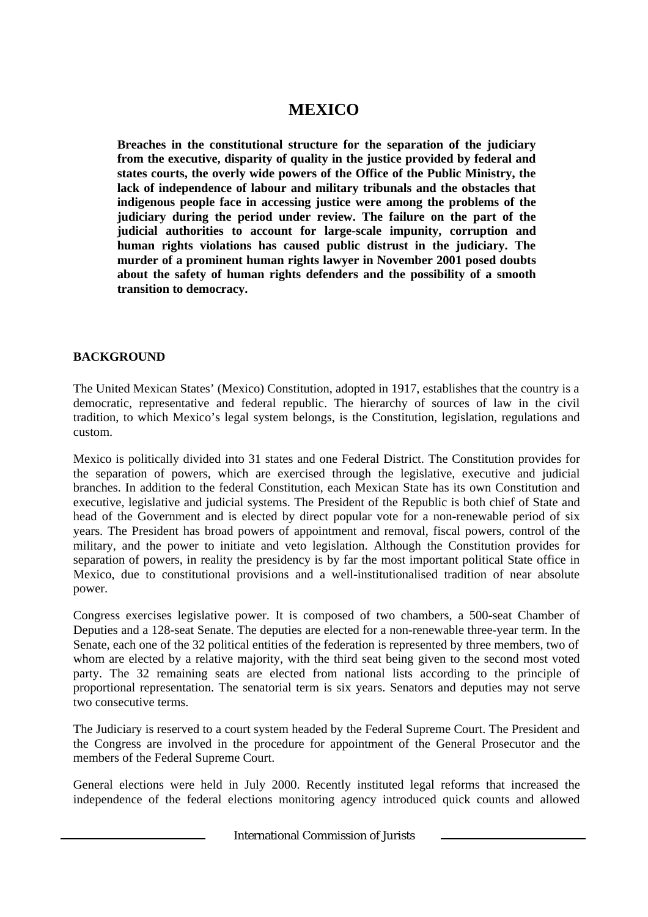# MEXICO

**Breaches in the constitutional structure for the separation of the judiciary from the executive, disparity of quality in the justice provided by federal and states courts, the overly wide powers of the Office of the Public Ministry, the lack of independence of labour and military tribunals and the obstacles that indigenous people face in accessing justice were among the problems of the judiciary during the period under review. The failure on the part of the judicial authorities to account for large-scale impunity, corruption and human rights violations has caused public distrust in the judiciary. The murder of a prominent human rights lawyer in November 2001 posed doubts about the safety of human rights defenders and the possibility of a smooth transition to democracy.**

## BACKGROUND

The United Mexican States' (Mexico) Constitution, adopted in 1917, establishes that the country is a democratic, representative and federal republic. The hierarchy of sources of law in the civil tradition, to which Mexico's legal system belongs, is the Constitution, legislation, regulations and custom.

Mexico is politically divided into 31 states and one Federal District. The Constitution provides for the separation of powers, which are exercised through the legislative, executive and judicial branches. In addition to the federal Constitution, each Mexican State has its own Constitution and executive, legislative and judicial systems. The President of the Republic is both chief of State and head of the Government and is elected by direct popular vote for a non-renewable period of six years. The President has broad powers of appointment and removal, fiscal powers, control of the military, and the power to initiate and veto legislation. Although the Constitution provides for separation of powers, in reality the presidency is by far the most important political State office in Mexico, due to constitutional provisions and a well-institutionalised tradition of near absolute power.

Congress exercises legislative power. It is composed of two chambers, a 500-seat Chamber of Deputies and a 128-seat Senate. The deputies are elected for a non-renewable three-year term. In the Senate, each one of the 32 political entities of the federation is represented by three members, two of whom are elected by a relative majority, with the third seat being given to the second most voted party. The 32 remaining seats are elected from national lists according to the principle of proportional representation. The senatorial term is six years. Senators and deputies may not serve two consecutive terms.

The Judiciary is reserved to a court system headed by the Federal Supreme Court. The President and the Congress are involved in the procedure for appointment of the General Prosecutor and the members of the Federal Supreme Court.

General elections were held in July 2000. Recently instituted legal reforms that increased the independence of the federal elections monitoring agency introduced quick counts and allowed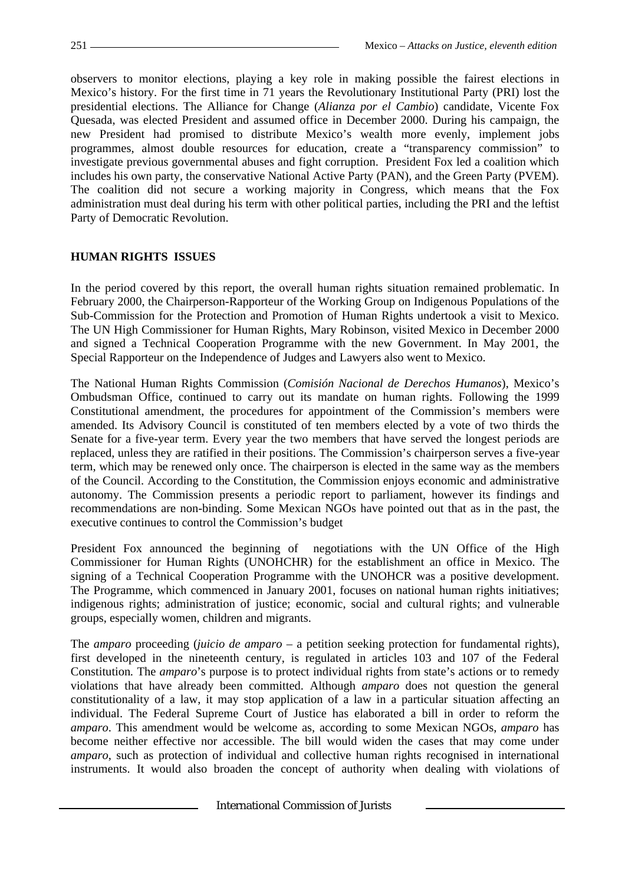observers to monitor elections, playing a key role in making possible the fairest elections in Mexico's history. For the first time in 71 years the Revolutionary Institutional Party (PRI) lost the presidential elections. The Alliance for Change (*Alianza por el Cambio*) candidate, Vicente Fox Quesada, was elected President and assumed office in December 2000. During his campaign, the new President had promised to distribute Mexico's wealth more evenly, implement jobs programmes, almost double resources for education, create a "transparency commission" to investigate previous governmental abuses and fight corruption. President Fox led a coalition which includes his own party, the conservative National Active Party (PAN), and the Green Party (PVEM). The coalition did not secure a working majority in Congress, which means that the Fox administration must deal during his term with other political parties, including the PRI and the leftist Party of Democratic Revolution.

## HUMAN RIGHTS ISSUES

In the period covered by this report, the overall human rights situation remained problematic. In February 2000, the Chairperson-Rapporteur of the Working Group on Indigenous Populations of the Sub-Commission for the Protection and Promotion of Human Rights undertook a visit to Mexico. The UN High Commissioner for Human Rights, Mary Robinson, visited Mexico in December 2000 and signed a Technical Cooperation Programme with the new Government. In May 2001, the Special Rapporteur on the Independence of Judges and Lawyers also went to Mexico.

The National Human Rights Commission (*Comisión Nacional de Derechos Humanos*), Mexico's Ombudsman Office, continued to carry out its mandate on human rights. Following the 1999 Constitutional amendment, the procedures for appointment of the Commission's members were amended. Its Advisory Council is constituted of ten members elected by a vote of two thirds the Senate for a five-year term. Every year the two members that have served the longest periods are replaced, unless they are ratified in their positions. The Commission's chairperson serves a five-year term, which may be renewed only once. The chairperson is elected in the same way as the members of the Council. According to the Constitution, the Commission enjoys economic and administrative autonomy. The Commission presents a periodic report to parliament, however its findings and recommendations are non-binding. Some Mexican NGOs have pointed out that as in the past, the executive continues to control the Commission's budget

President Fox announced the beginning of negotiations with the UN Office of the High Commissioner for Human Rights (UNOHCHR) for the establishment an office in Mexico. The signing of a Technical Cooperation Programme with the UNOHCR was a positive development. The Programme, which commenced in January 2001, focuses on national human rights initiatives; indigenous rights; administration of justice; economic, social and cultural rights; and vulnerable groups, especially women, children and migrants.

The *amparo* proceeding (*juicio de amparo* – a petition seeking protection for fundamental rights), first developed in the nineteenth century, is regulated in articles 103 and 107 of the Federal Constitution. The *amparo*'s purpose is to protect individual rights from state's actions or to remedy violations that have already been committed. Although *amparo* does not question the general constitutionality of a law, it may stop application of a law in a particular situation affecting an individual. The Federal Supreme Court of Justice has elaborated a bill in order to reform the *amparo*. This amendment would be welcome as, according to some Mexican NGOs, *amparo* has become neither effective nor accessible. The bill would widen the cases that may come under *amparo*, such as protection of individual and collective human rights recognised in international instruments. It would also broaden the concept of authority when dealing with violations of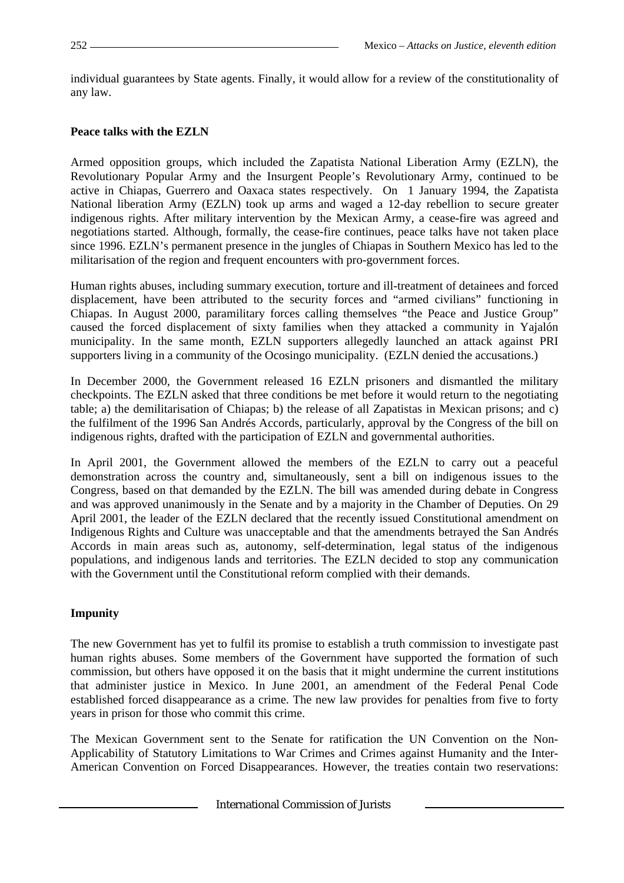individual guarantees by State agents. Finally, it would allow for a review of the constitutionality of any law.

**Peace talks with the EZLN**

Armed opposition groups, which included the Zapatista National Liberation Army (EZLN), the Revolutionary Popular Army and the Insurgent People's Revolutionary Army, continued to be active in Chiapas, Guerrero and Oaxaca states respectively. On 1 January 1994, the Zapatista National liberation Army (EZLN) took up arms and waged a 12-day rebellion to secure greater indigenous rights. After military intervention by the Mexican Army, a cease-fire was agreed and negotiations started. Although, formally, the cease-fire continues, peace talks have not taken place since 1996. EZLN's permanent presence in the jungles of Chiapas in Southern Mexico has led to the militarisation of the region and frequent encounters with pro-government forces.

Human rights abuses, including summary execution, torture and ill-treatment of detainees and forced displacement, have been attributed to the security forces and "armed civilians" functioning in Chiapas. In August 2000, paramilitary forces calling themselves "the Peace and Justice Group" caused the forced displacement of sixty families when they attacked a community in Yajalón municipality. In the same month, EZLN supporters allegedly launched an attack against PRI supporters living in a community of the Ocosingo municipality. (EZLN denied the accusations.)

In December 2000, the Government released 16 EZLN prisoners and dismantled the military checkpoints. The EZLN asked that three conditions be met before it would return to the negotiating table; a) the demilitarisation of Chiapas; b) the release of all Zapatistas in Mexican prisons; and c) the fulfilment of the 1996 San Andrés Accords, particularly, approval by the Congress of the bill on indigenous rights, drafted with the participation of EZLN and governmental authorities.

In April 2001, the Government allowed the members of the EZLN to carry out a peaceful demonstration across the country and, simultaneously, sent a bill on indigenous issues to the Congress, based on that demanded by the EZLN. The bill was amended during debate in Congress and was approved unanimously in the Senate and by a majority in the Chamber of Deputies. On 29 April 2001, the leader of the EZLN declared that the recently issued Constitutional amendment on Indigenous Rights and Culture was unacceptable and that the amendments betrayed the San Andrés Accords in main areas such as, autonomy, self-determination, legal status of the indigenous populations, and indigenous lands and territories. The EZLN decided to stop any communication with the Government until the Constitutional reform complied with their demands.

**Impunity**

The new Government has yet to fulfil its promise to establish a truth commission to investigate past human rights abuses. Some members of the Government have supported the formation of such commission, but others have opposed it on the basis that it might undermine the current institutions that administer justice in Mexico. In June 2001, an amendment of the Federal Penal Code established forced disappearance as a crime. The new law provides for penalties from five to forty years in prison for those who commit this crime.

The Mexican Government sent to the Senate for ratification the UN Convention on the Non-Applicability of Statutory Limitations to War Crimes and Crimes against Humanity and the Inter-American Convention on Forced Disappearances. However, the treaties contain two reservations: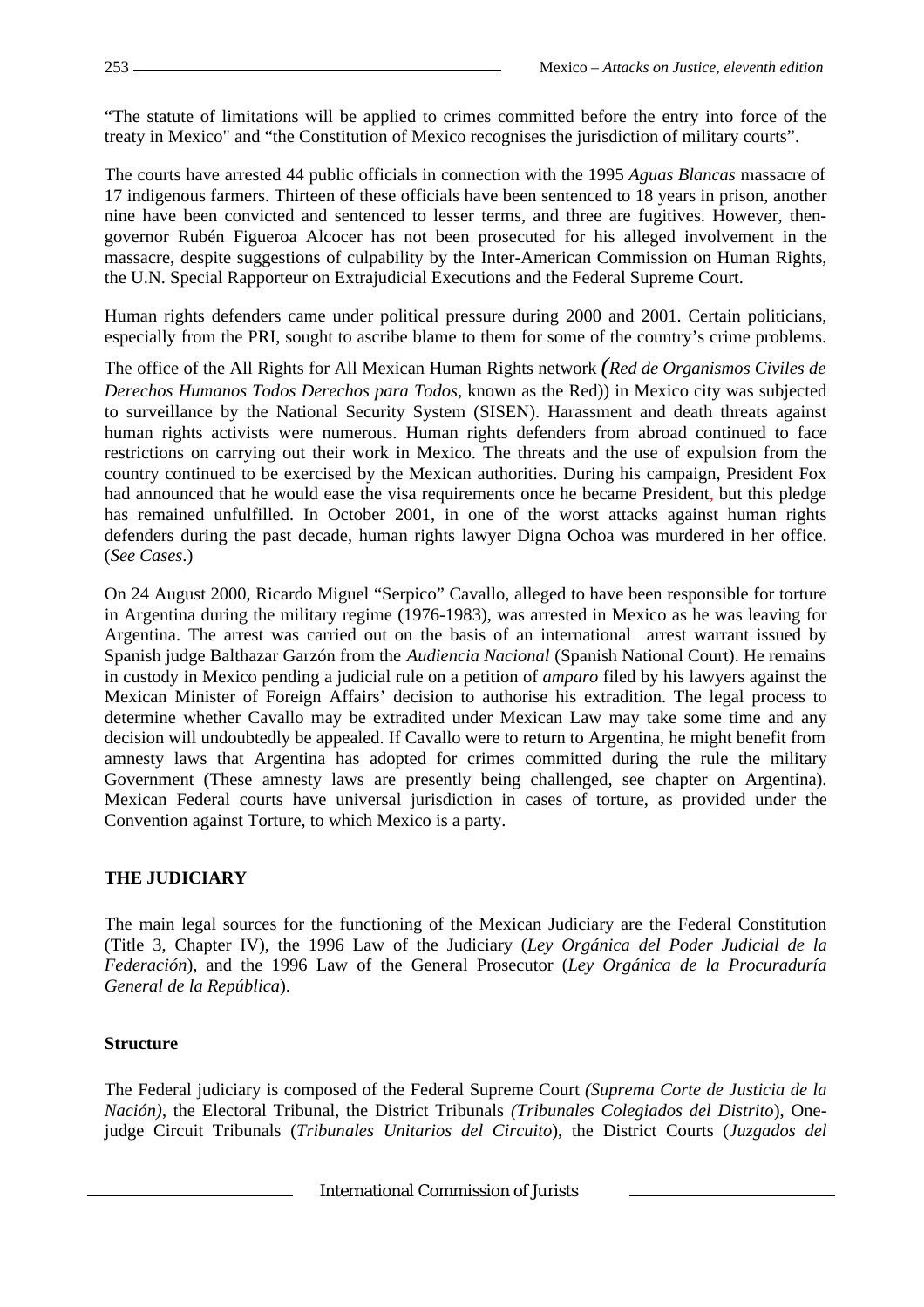"The statute of limitations will be applied to crimes committed before the entry into force of the treaty in Mexico" and "the Constitution of Mexico recognises the jurisdiction of military courts".

The courts have arrested 44 public officials in connection with the 1995 *Aguas Blancas* massacre of 17 indigenous farmers. Thirteen of these officials have been sentenced to 18 years in prison, another nine have been convicted and sentenced to lesser terms, and three are fugitives. However, then-governor Rubén Figueroa Alcocer has not been prosecuted for his alleged involvement in the massacre, despite suggestions of culpability by the Inter-American Commission on Human Rights, the U.N. Special Rapporteur on Extrajudicial Executions and the Federal Supreme Court.

Human rights defenders came under political pressure during 2000 and 2001. Certain politicians, especially from the PRI, sought to ascribe blame to them for some of the country's crime problems.

The office of the All Rights for All Mexican Human Rights network (*Red de Organismos Civiles de Derechos Humanos Todos Derechos para Todos*, known as the Red)) in Mexico city was subjected to surveillance by the National Security System (SISEN). Harassment and death threats against human rights activists were numerous. Human rights defenders from abroad continued to face restrictions on carrying out their work in Mexico. The threats and the use of expulsion from the country continued to be exercised by the Mexican authorities. During his campaign, President Fox had announced that he would ease the visa requirements once he became President, but this pledge has remained unfulfilled. In October 2001, in one of the worst attacks against human rights defenders during the past decade, human rights lawyer Digna Ochoa was murdered in her office. (*See Cases*.)

On 24 August 2000, Ricardo Miguel "Serpico" Cavallo, alleged to have been responsible for torture in Argentina during the military regime (1976-1983), was arrested in Mexico as he was leaving for Argentina. The arrest was carried out on the basis of an international arrest warrant issued by Spanish judge Balthazar Garzón from the *Audiencia Nacional* (Spanish National Court). He remains in custody in Mexico pending a judicial rule on a petition of *amparo* filed by his lawyers against the Mexican Minister of Foreign Affairs' decision to authorise his extradition. The legal process to determine whether Cavallo may be extradited under Mexican Law may take some time and any decision will undoubtedly be appealed. If Cavallo were to return to Argentina, he might benefit from amnesty laws that Argentina has adopted for crimes committed during the rule the military Government (These amnesty laws are presently being challenged, see chapter on Argentina). Mexican Federal courts have universal jurisdiction in cases of torture, as provided under the Convention against Torture, to which Mexico is a party.

## THE JUDICIARY

The main legal sources for the functioning of the Mexican Judiciary are the Federal Constitution (Title 3, Chapter IV), the 1996 Law of the Judiciary (*Ley Orgánica del Poder Judicial de la Federación*), and the 1996 Law of the General Prosecutor (*Ley Orgánica de la Procuraduría General de la República*).

### Structure

The Federal judiciary is composed of the Federal Supreme Court *(Suprema Corte de Justicia de la Nación)*, the Electoral Tribunal, the District Tribunals *(Tribunales Colegiados del Distrito*), One-judge Circuit Tribunals (*Tribunales Unitarios del Circuito*), the District Courts (*Juzgados del*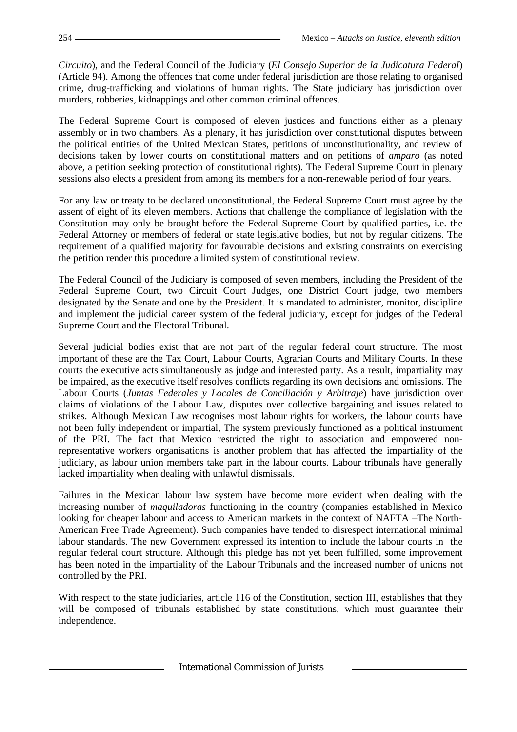*Circuito*), and the Federal Council of the Judiciary (*El Consejo Superior de la Judicatura Federal*) (Article 94). Among the offences that come under federal jurisdiction are those relating to organised crime, drug-trafficking and violations of human rights. The State judiciary has jurisdiction over murders, robberies, kidnappings and other common criminal offences.

The Federal Supreme Court is composed of eleven justices and functions either as a plenary assembly or in two chambers. As a plenary, it has jurisdiction over constitutional disputes between the political entities of the United Mexican States, petitions of unconstitutionality, and review of decisions taken by lower courts on constitutional matters and on petitions of *amparo* (as noted above, a petition seeking protection of constitutional rights). The Federal Supreme Court in plenary sessions also elects a president from among its members for a non-renewable period of four years.

For any law or treaty to be declared unconstitutional, the Federal Supreme Court must agree by the assent of eight of its eleven members. Actions that challenge the compliance of legislation with the Constitution may only be brought before the Federal Supreme Court by qualified parties, i.e. the Federal Attorney or members of federal or state legislative bodies, but not by regular citizens. The requirement of a qualified majority for favourable decisions and existing constraints on exercising the petition render this procedure a limited system of constitutional review.

The Federal Council of the Judiciary is composed of seven members, including the President of the Federal Supreme Court, two Circuit Court Judges, one District Court judge, two members designated by the Senate and one by the President. It is mandated to administer, monitor, discipline and implement the judicial career system of the federal judiciary, except for judges of the Federal Supreme Court and the Electoral Tribunal.

Several judicial bodies exist that are not part of the regular federal court structure. The most important of these are the Tax Court, Labour Courts, Agrarian Courts and Military Courts. In these courts the executive acts simultaneously as judge and interested party. As a result, impartiality may be impaired, as the executive itself resolves conflicts regarding its own decisions and omissions. The Labour Courts (*Juntas Federales y Locales de Conciliación y Arbitraje*) have jurisdiction over claims of violations of the Labour Law, disputes over collective bargaining and issues related to strikes. Although Mexican Law recognises most labour rights for workers, the labour courts have not been fully independent or impartial, The system previously functioned as a political instrument of the PRI. The fact that Mexico restricted the right to association and empowered non-representative workers organisations is another problem that has affected the impartiality of the judiciary, as labour union members take part in the labour courts. Labour tribunals have generally lacked impartiality when dealing with unlawful dismissals.

Failures in the Mexican labour law system have become more evident when dealing with the increasing number of *maquiladoras* functioning in the country (companies established in Mexico looking for cheaper labour and access to American markets in the context of NAFTA –The North-American Free Trade Agreement). Such companies have tended to disrespect international minimal labour standards. The new Government expressed its intention to include the labour courts in the regular federal court structure. Although this pledge has not yet been fulfilled, some improvement has been noted in the impartiality of the Labour Tribunals and the increased number of unions not controlled by the PRI.

With respect to the state judiciaries, article 116 of the Constitution, section III, establishes that they will be composed of tribunals established by state constitutions, which must guarantee their independence.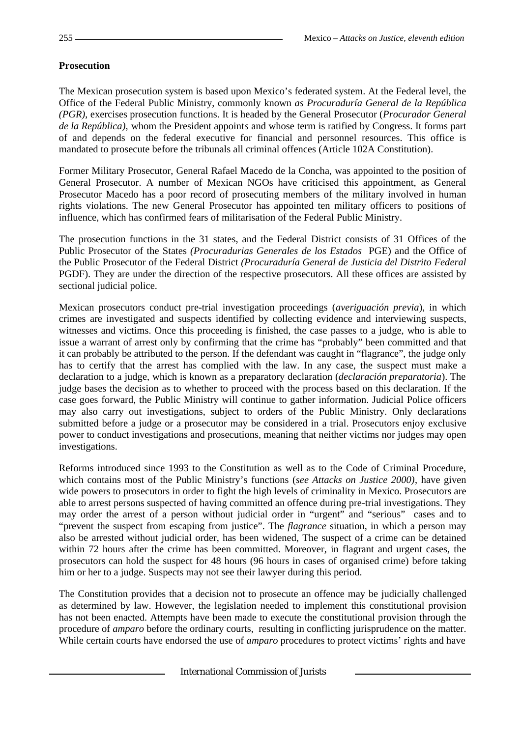**Prosecution**

The Mexican prosecution system is based upon Mexico's federated system. At the Federal level, the Office of the Federal Public Ministry, commonly known *as Procuraduría General de la República (PGR)*, exercises prosecution functions. It is headed by the General Prosecutor (*Procurador General de la República),* whom the President appoints and whose term is ratified by Congress. It forms part of and depends on the federal executive for financial and personnel resources. This office is mandated to prosecute before the tribunals all criminal offences (Article 102A Constitution).

Former Military Prosecutor, General Rafael Macedo de la Concha, was appointed to the position of General Prosecutor. A number of Mexican NGOs have criticised this appointment, as General Prosecutor Macedo has a poor record of prosecuting members of the military involved in human rights violations. The new General Prosecutor has appointed ten military officers to positions of influence, which has confirmed fears of militarisation of the Federal Public Ministry.

The prosecution functions in the 31 states, and the Federal District consists of 31 Offices of the Public Prosecutor of the States *(Procuradurias Generales de los Estados* PGE) and the Office of the Public Prosecutor of the Federal District *(Procuraduría General de Justicia del Distrito Federal* PGDF). They are under the direction of the respective prosecutors. All these offices are assisted by sectional judicial police.

Mexican prosecutors conduct pre-trial investigation proceedings (*averiguación previa*), in which crimes are investigated and suspects identified by collecting evidence and interviewing suspects, witnesses and victims. Once this proceeding is finished, the case passes to a judge, who is able to issue a warrant of arrest only by confirming that the crime has "probably" been committed and that it can probably be attributed to the person. If the defendant was caught in "flagrance", the judge only has to certify that the arrest has complied with the law. In any case, the suspect must make a declaration to a judge, which is known as a preparatory declaration (*declaración preparatoria*). The judge bases the decision as to whether to proceed with the process based on this declaration. If the case goes forward, the Public Ministry will continue to gather information. Judicial Police officers may also carry out investigations, subject to orders of the Public Ministry. Only declarations submitted before a judge or a prosecutor may be considered in a trial. Prosecutors enjoy exclusive power to conduct investigations and prosecutions, meaning that neither victims nor judges may open investigations.

Reforms introduced since 1993 to the Constitution as well as to the Code of Criminal Procedure, which contains most of the Public Ministry's functions (*see Attacks on Justice 2000)*, have given wide powers to prosecutors in order to fight the high levels of criminality in Mexico. Prosecutors are able to arrest persons suspected of having committed an offence during pre-trial investigations. They may order the arrest of a person without judicial order in "urgent" and "serious" cases and to "prevent the suspect from escaping from justice". The *flagrance* situation, in which a person may also be arrested without judicial order, has been widened, The suspect of a crime can be detained within 72 hours after the crime has been committed. Moreover, in flagrant and urgent cases, the prosecutors can hold the suspect for 48 hours (96 hours in cases of organised crime) before taking him or her to a judge. Suspects may not see their lawyer during this period.

The Constitution provides that a decision not to prosecute an offence may be judicially challenged as determined by law. However, the legislation needed to implement this constitutional provision has not been enacted. Attempts have been made to execute the constitutional provision through the procedure of *amparo* before the ordinary courts, resulting in conflicting jurisprudence on the matter. While certain courts have endorsed the use of *amparo* procedures to protect victims' rights and have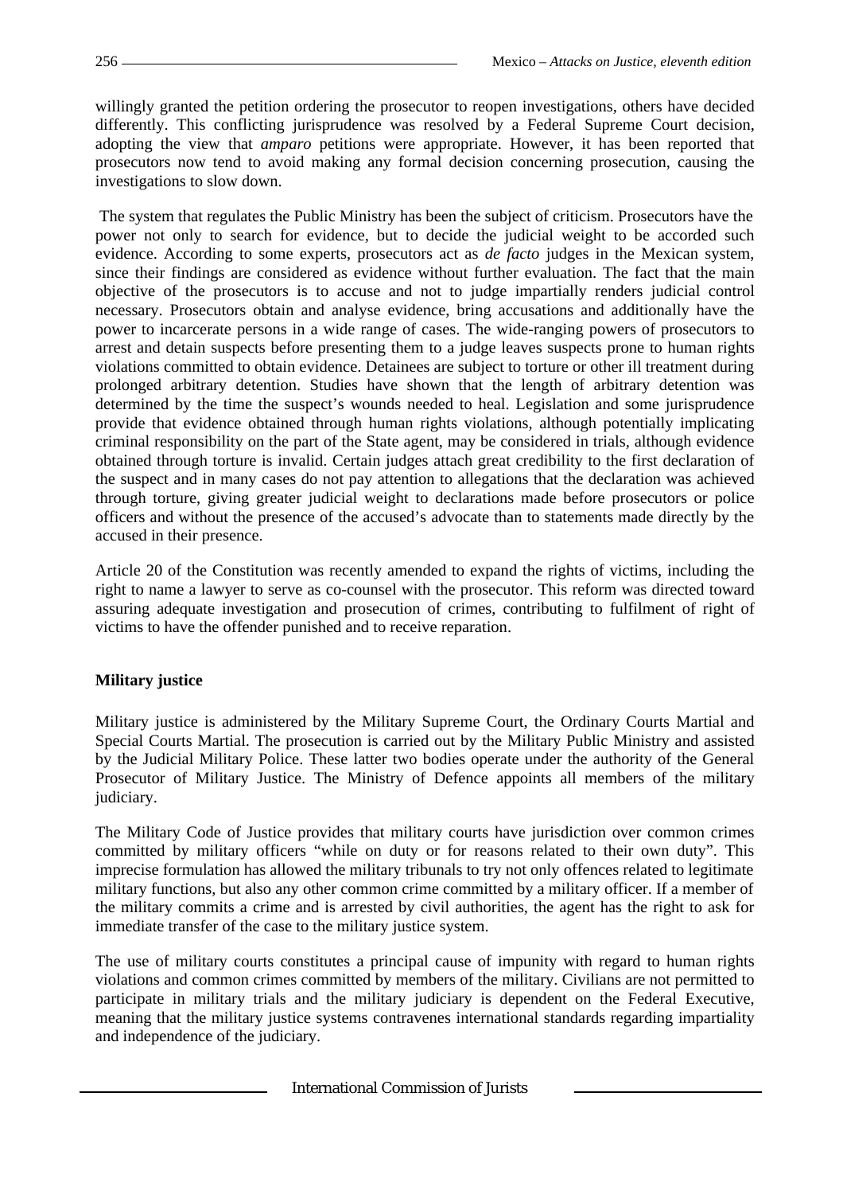willingly granted the petition ordering the prosecutor to reopen investigations, others have decided differently. This conflicting jurisprudence was resolved by a Federal Supreme Court decision, adopting the view that *amparo* petitions were appropriate. However, it has been reported that prosecutors now tend to avoid making any formal decision concerning prosecution, causing the investigations to slow down.

The system that regulates the Public Ministry has been the subject of criticism. Prosecutors have the power not only to search for evidence, but to decide the judicial weight to be accorded such evidence. According to some experts, prosecutors act as *de facto* judges in the Mexican system, since their findings are considered as evidence without further evaluation. The fact that the main objective of the prosecutors is to accuse and not to judge impartially renders judicial control necessary. Prosecutors obtain and analyse evidence, bring accusations and additionally have the power to incarcerate persons in a wide range of cases. The wide-ranging powers of prosecutors to arrest and detain suspects before presenting them to a judge leaves suspects prone to human rights violations committed to obtain evidence. Detainees are subject to torture or other ill treatment during prolonged arbitrary detention. Studies have shown that the length of arbitrary detention was determined by the time the suspect's wounds needed to heal. Legislation and some jurisprudence provide that evidence obtained through human rights violations, although potentially implicating criminal responsibility on the part of the State agent, may be considered in trials, although evidence obtained through torture is invalid. Certain judges attach great credibility to the first declaration of the suspect and in many cases do not pay attention to allegations that the declaration was achieved through torture, giving greater judicial weight to declarations made before prosecutors or police officers and without the presence of the accused's advocate than to statements made directly by the accused in their presence.

Article 20 of the Constitution was recently amended to expand the rights of victims, including the right to name a lawyer to serve as co-counsel with the prosecutor. This reform was directed toward assuring adequate investigation and prosecution of crimes, contributing to fulfilment of right of victims to have the offender punished and to receive reparation.

**Military justice**

Military justice is administered by the Military Supreme Court, the Ordinary Courts Martial and Special Courts Martial. The prosecution is carried out by the Military Public Ministry and assisted by the Judicial Military Police. These latter two bodies operate under the authority of the General Prosecutor of Military Justice. The Ministry of Defence appoints all members of the military judiciary.

The Military Code of Justice provides that military courts have jurisdiction over common crimes committed by military officers "while on duty or for reasons related to their own duty". This imprecise formulation has allowed the military tribunals to try not only offences related to legitimate military functions, but also any other common crime committed by a military officer. If a member of the military commits a crime and is arrested by civil authorities, the agent has the right to ask for immediate transfer of the case to the military justice system.

The use of military courts constitutes a principal cause of impunity with regard to human rights violations and common crimes committed by members of the military. Civilians are not permitted to participate in military trials and the military judiciary is dependent on the Federal Executive, meaning that the military justice systems contravenes international standards regarding impartiality and independence of the judiciary.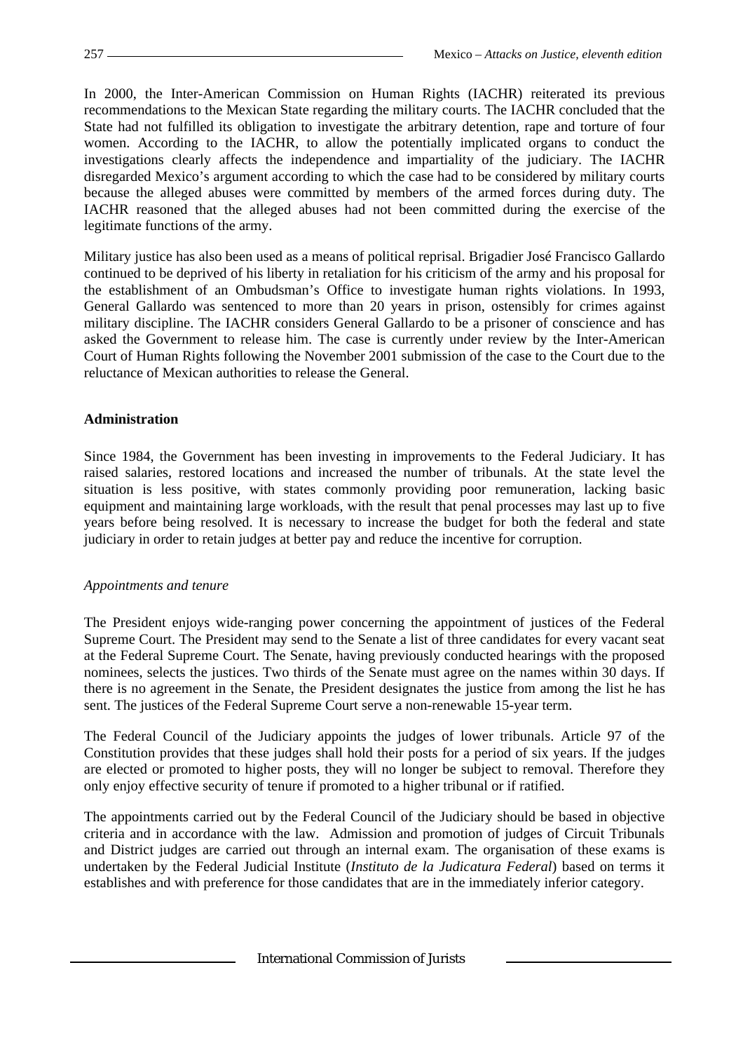In 2000, the Inter-American Commission on Human Rights (IACHR) reiterated its previous recommendations to the Mexican State regarding the military courts. The IACHR concluded that the State had not fulfilled its obligation to investigate the arbitrary detention, rape and torture of four women. According to the IACHR, to allow the potentially implicated organs to conduct the investigations clearly affects the independence and impartiality of the judiciary. The IACHR disregarded Mexico's argument according to which the case had to be considered by military courts because the alleged abuses were committed by members of the armed forces during duty. The IACHR reasoned that the alleged abuses had not been committed during the exercise of the legitimate functions of the army.

Military justice has also been used as a means of political reprisal. Brigadier José Francisco Gallardo continued to be deprived of his liberty in retaliation for his criticism of the army and his proposal for the establishment of an Ombudsman's Office to investigate human rights violations. In 1993, General Gallardo was sentenced to more than 20 years in prison, ostensibly for crimes against military discipline. The IACHR considers General Gallardo to be a prisoner of conscience and has asked the Government to release him. The case is currently under review by the Inter-American Court of Human Rights following the November 2001 submission of the case to the Court due to the reluctance of Mexican authorities to release the General.

## Administration

Since 1984, the Government has been investing in improvements to the Federal Judiciary. It has raised salaries, restored locations and increased the number of tribunals. At the state level the situation is less positive, with states commonly providing poor remuneration, lacking basic equipment and maintaining large workloads, with the result that penal processes may last up to five years before being resolved. It is necessary to increase the budget for both the federal and state judiciary in order to retain judges at better pay and reduce the incentive for corruption.

### *Appointments and tenure*

The President enjoys wide-ranging power concerning the appointment of justices of the Federal Supreme Court. The President may send to the Senate a list of three candidates for every vacant seat at the Federal Supreme Court. The Senate, having previously conducted hearings with the proposed nominees, selects the justices. Two thirds of the Senate must agree on the names within 30 days. If there is no agreement in the Senate, the President designates the justice from among the list he has sent. The justices of the Federal Supreme Court serve a non-renewable 15-year term.

The Federal Council of the Judiciary appoints the judges of lower tribunals. Article 97 of the Constitution provides that these judges shall hold their posts for a period of six years. If the judges are elected or promoted to higher posts, they will no longer be subject to removal. Therefore they only enjoy effective security of tenure if promoted to a higher tribunal or if ratified.

The appointments carried out by the Federal Council of the Judiciary should be based in objective criteria and in accordance with the law. Admission and promotion of judges of Circuit Tribunals and District judges are carried out through an internal exam. The organisation of these exams is undertaken by the Federal Judicial Institute (*Instituto de la Judicatura Federal*) based on terms it establishes and with preference for those candidates that are in the immediately inferior category.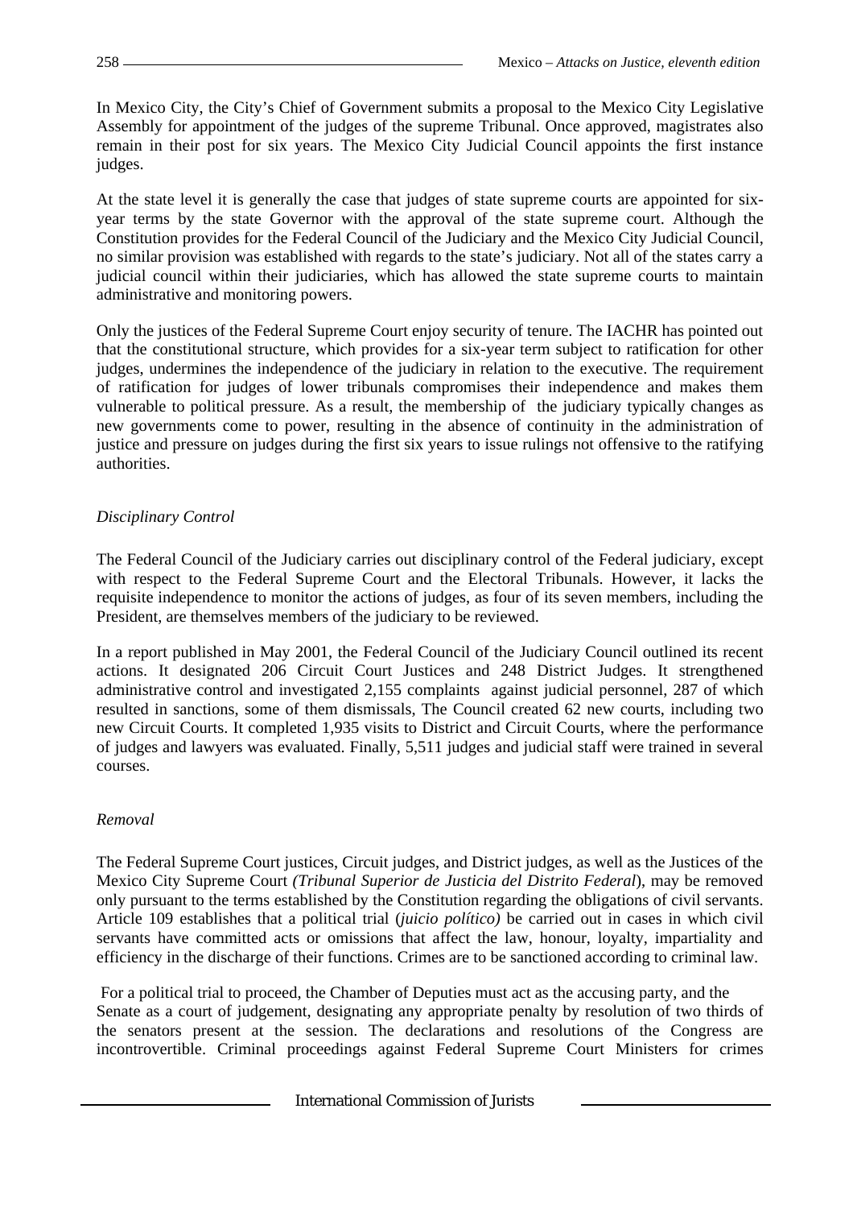In Mexico City, the City's Chief of Government submits a proposal to the Mexico City Legislative Assembly for appointment of the judges of the supreme Tribunal. Once approved, magistrates also remain in their post for six years. The Mexico City Judicial Council appoints the first instance judges.

At the state level it is generally the case that judges of state supreme courts are appointed for six-year terms by the state Governor with the approval of the state supreme court. Although the Constitution provides for the Federal Council of the Judiciary and the Mexico City Judicial Council, no similar provision was established with regards to the state's judiciary. Not all of the states carry a judicial council within their judiciaries, which has allowed the state supreme courts to maintain administrative and monitoring powers.

Only the justices of the Federal Supreme Court enjoy security of tenure. The IACHR has pointed out that the constitutional structure, which provides for a six-year term subject to ratification for other judges, undermines the independence of the judiciary in relation to the executive. The requirement of ratification for judges of lower tribunals compromises their independence and makes them vulnerable to political pressure. As a result, the membership of the judiciary typically changes as new governments come to power, resulting in the absence of continuity in the administration of justice and pressure on judges during the first six years to issue rulings not offensive to the ratifying authorities.

### *Disciplinary Control*

The Federal Council of the Judiciary carries out disciplinary control of the Federal judiciary, except with respect to the Federal Supreme Court and the Electoral Tribunals. However, it lacks the requisite independence to monitor the actions of judges, as four of its seven members, including the President, are themselves members of the judiciary to be reviewed.

In a report published in May 2001, the Federal Council of the Judiciary Council outlined its recent actions. It designated 206 Circuit Court Justices and 248 District Judges. It strengthened administrative control and investigated 2,155 complaints against judicial personnel, 287 of which resulted in sanctions, some of them dismissals, The Council created 62 new courts, including two new Circuit Courts. It completed 1,935 visits to District and Circuit Courts, where the performance of judges and lawyers was evaluated. Finally, 5,511 judges and judicial staff were trained in several courses.

### *Removal*

The Federal Supreme Court justices, Circuit judges, and District judges, as well as the Justices of the Mexico City Supreme Court *(Tribunal Superior de Justicia del Distrito Federal*), may be removed only pursuant to the terms established by the Constitution regarding the obligations of civil servants. Article 109 establishes that a political trial (*juicio político)* be carried out in cases in which civil servants have committed acts or omissions that affect the law, honour, loyalty, impartiality and efficiency in the discharge of their functions. Crimes are to be sanctioned according to criminal law.

For a political trial to proceed, the Chamber of Deputies must act as the accusing party, and the Senate as a court of judgement, designating any appropriate penalty by resolution of two thirds of the senators present at the session. The declarations and resolutions of the Congress are incontrovertible. Criminal proceedings against Federal Supreme Court Ministers for crimes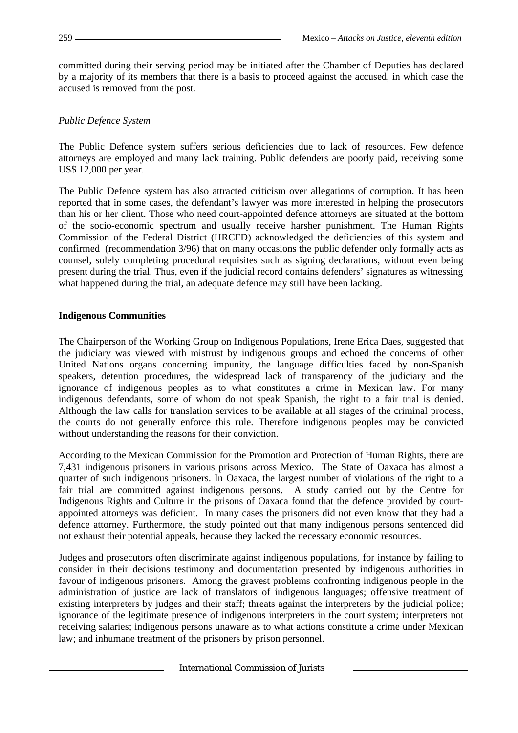committed during their serving period may be initiated after the Chamber of Deputies has declared by a majority of its members that there is a basis to proceed against the accused, in which case the accused is removed from the post.

*Public Defence System*

The Public Defence system suffers serious deficiencies due to lack of resources. Few defence attorneys are employed and many lack training. Public defenders are poorly paid, receiving some US$ 12,000 per year.

The Public Defence system has also attracted criticism over allegations of corruption. It has been reported that in some cases, the defendant's lawyer was more interested in helping the prosecutors than his or her client. Those who need court-appointed defence attorneys are situated at the bottom of the socio-economic spectrum and usually receive harsher punishment. The Human Rights Commission of the Federal District (HRCFD) acknowledged the deficiencies of this system and confirmed (recommendation 3/96) that on many occasions the public defender only formally acts as counsel, solely completing procedural requisites such as signing declarations, without even being present during the trial. Thus, even if the judicial record contains defenders' signatures as witnessing what happened during the trial, an adequate defence may still have been lacking.

**Indigenous Communities**

The Chairperson of the Working Group on Indigenous Populations, Irene Erica Daes, suggested that the judiciary was viewed with mistrust by indigenous groups and echoed the concerns of other United Nations organs concerning impunity, the language difficulties faced by non-Spanish speakers, detention procedures, the widespread lack of transparency of the judiciary and the ignorance of indigenous peoples as to what constitutes a crime in Mexican law. For many indigenous defendants, some of whom do not speak Spanish, the right to a fair trial is denied. Although the law calls for translation services to be available at all stages of the criminal process, the courts do not generally enforce this rule. Therefore indigenous peoples may be convicted without understanding the reasons for their conviction.

According to the Mexican Commission for the Promotion and Protection of Human Rights, there are 7,431 indigenous prisoners in various prisons across Mexico. The State of Oaxaca has almost a quarter of such indigenous prisoners. In Oaxaca, the largest number of violations of the right to a fair trial are committed against indigenous persons. A study carried out by the Centre for Indigenous Rights and Culture in the prisons of Oaxaca found that the defence provided by court-appointed attorneys was deficient. In many cases the prisoners did not even know that they had a defence attorney. Furthermore, the study pointed out that many indigenous persons sentenced did not exhaust their potential appeals, because they lacked the necessary economic resources.

Judges and prosecutors often discriminate against indigenous populations, for instance by failing to consider in their decisions testimony and documentation presented by indigenous authorities in favour of indigenous prisoners. Among the gravest problems confronting indigenous people in the administration of justice are lack of translators of indigenous languages; offensive treatment of existing interpreters by judges and their staff; threats against the interpreters by the judicial police; ignorance of the legitimate presence of indigenous interpreters in the court system; interpreters not receiving salaries; indigenous persons unaware as to what actions constitute a crime under Mexican law; and inhumane treatment of the prisoners by prison personnel.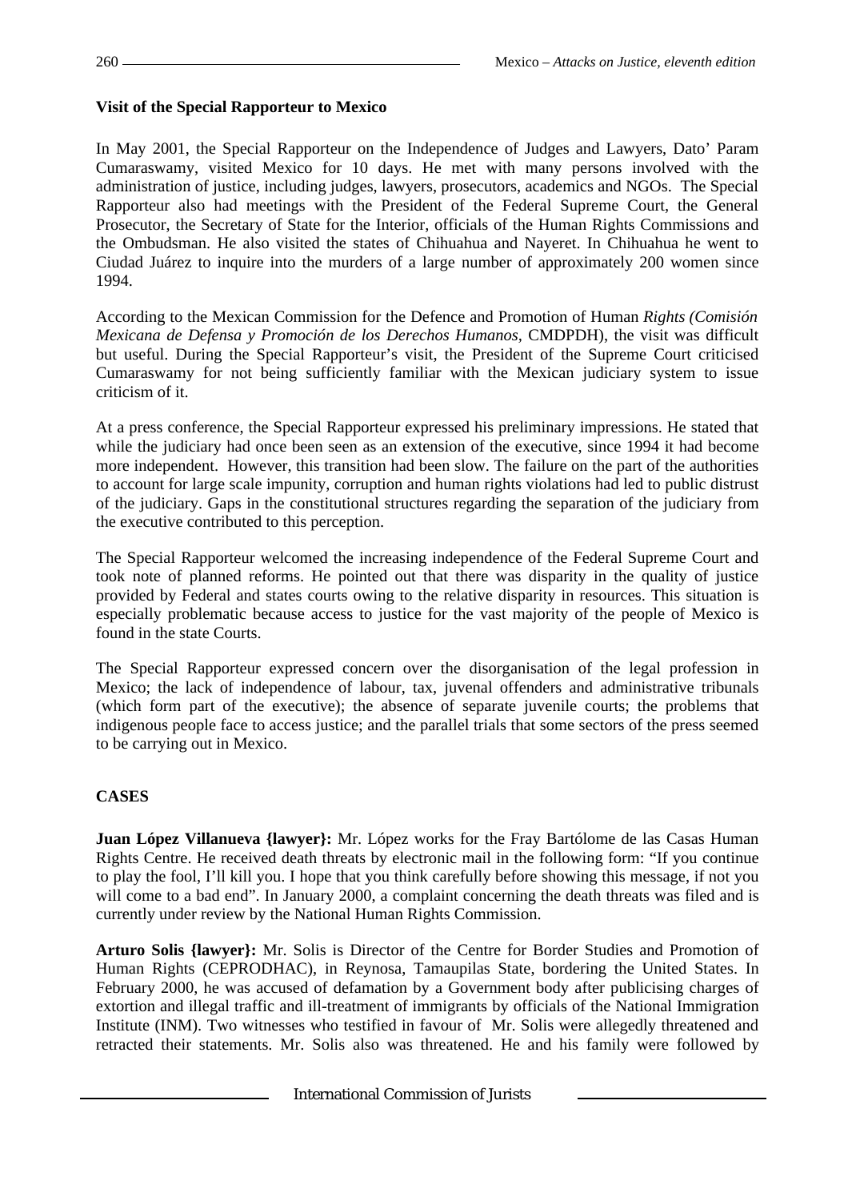**Visit of the Special Rapporteur to Mexico**

In May 2001, the Special Rapporteur on the Independence of Judges and Lawyers, Dato' Param Cumaraswamy, visited Mexico for 10 days. He met with many persons involved with the administration of justice, including judges, lawyers, prosecutors, academics and NGOs. The Special Rapporteur also had meetings with the President of the Federal Supreme Court, the General Prosecutor, the Secretary of State for the Interior, officials of the Human Rights Commissions and the Ombudsman. He also visited the states of Chihuahua and Nayeret. In Chihuahua he went to Ciudad Juárez to inquire into the murders of a large number of approximately 200 women since 1994.

According to the Mexican Commission for the Defence and Promotion of Human *Rights (Comisión Mexicana de Defensa y Promoción de los Derechos Humanos,* CMDPDH), the visit was difficult but useful. During the Special Rapporteur's visit, the President of the Supreme Court criticised Cumaraswamy for not being sufficiently familiar with the Mexican judiciary system to issue criticism of it.

At a press conference, the Special Rapporteur expressed his preliminary impressions. He stated that while the judiciary had once been seen as an extension of the executive, since 1994 it had become more independent. However, this transition had been slow. The failure on the part of the authorities to account for large scale impunity, corruption and human rights violations had led to public distrust of the judiciary. Gaps in the constitutional structures regarding the separation of the judiciary from the executive contributed to this perception.

The Special Rapporteur welcomed the increasing independence of the Federal Supreme Court and took note of planned reforms. He pointed out that there was disparity in the quality of justice provided by Federal and states courts owing to the relative disparity in resources. This situation is especially problematic because access to justice for the vast majority of the people of Mexico is found in the state Courts.

The Special Rapporteur expressed concern over the disorganisation of the legal profession in Mexico; the lack of independence of labour, tax, juvenal offenders and administrative tribunals (which form part of the executive); the absence of separate juvenile courts; the problems that indigenous people face to access justice; and the parallel trials that some sectors of the press seemed to be carrying out in Mexico.

## CASES

**Juan López Villanueva {lawyer}:** Mr. López works for the Fray Bartólome de las Casas Human Rights Centre. He received death threats by electronic mail in the following form: "If you continue to play the fool, I'll kill you. I hope that you think carefully before showing this message, if not you will come to a bad end". In January 2000, a complaint concerning the death threats was filed and is currently under review by the National Human Rights Commission.

**Arturo Solis {lawyer}:** Mr. Solis is Director of the Centre for Border Studies and Promotion of Human Rights (CEPRODHAC), in Reynosa, Tamaupilas State, bordering the United States. In February 2000, he was accused of defamation by a Government body after publicising charges of extortion and illegal traffic and ill-treatment of immigrants by officials of the National Immigration Institute (INM). Two witnesses who testified in favour of Mr. Solis were allegedly threatened and retracted their statements. Mr. Solis also was threatened. He and his family were followed by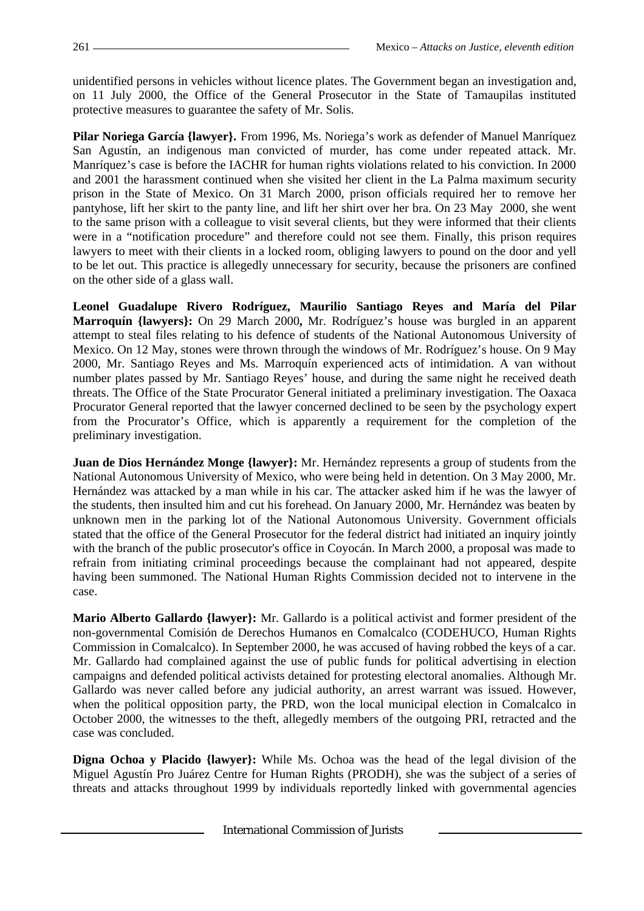unidentified persons in vehicles without licence plates. The Government began an investigation and, on 11 July 2000, the Office of the General Prosecutor in the State of Tamaupilas instituted protective measures to guarantee the safety of Mr. Solis.

**Pilar Noriega García {lawyer}.** From 1996, Ms. Noriega's work as defender of Manuel Manríquez San Agustín, an indigenous man convicted of murder, has come under repeated attack. Mr. Manríquez's case is before the IACHR for human rights violations related to his conviction. In 2000 and 2001 the harassment continued when she visited her client in the La Palma maximum security prison in the State of Mexico. On 31 March 2000, prison officials required her to remove her pantyhose, lift her skirt to the panty line, and lift her shirt over her bra. On 23 May 2000, she went to the same prison with a colleague to visit several clients, but they were informed that their clients were in a "notification procedure" and therefore could not see them. Finally, this prison requires lawyers to meet with their clients in a locked room, obliging lawyers to pound on the door and yell to be let out. This practice is allegedly unnecessary for security, because the prisoners are confined on the other side of a glass wall.

**Leonel Guadalupe Rivero Rodríguez, Maurilio Santiago Reyes and María del Pilar Marroquín {lawyers}:** On 29 March 2000**,** Mr. Rodríguez's house was burgled in an apparent attempt to steal files relating to his defence of students of the National Autonomous University of Mexico. On 12 May, stones were thrown through the windows of Mr. Rodríguez's house. On 9 May 2000, Mr. Santiago Reyes and Ms. Marroquín experienced acts of intimidation. A van without number plates passed by Mr. Santiago Reyes' house, and during the same night he received death threats. The Office of the State Procurator General initiated a preliminary investigation. The Oaxaca Procurator General reported that the lawyer concerned declined to be seen by the psychology expert from the Procurator's Office, which is apparently a requirement for the completion of the preliminary investigation.

**Juan de Dios Hernández Monge {lawyer}:** Mr. Hernández represents a group of students from the National Autonomous University of Mexico, who were being held in detention. On 3 May 2000, Mr. Hernández was attacked by a man while in his car. The attacker asked him if he was the lawyer of the students, then insulted him and cut his forehead. On January 2000, Mr. Hernández was beaten by unknown men in the parking lot of the National Autonomous University. Government officials stated that the office of the General Prosecutor for the federal district had initiated an inquiry jointly with the branch of the public prosecutor's office in Coyocán. In March 2000, a proposal was made to refrain from initiating criminal proceedings because the complainant had not appeared, despite having been summoned. The National Human Rights Commission decided not to intervene in the case.

**Mario Alberto Gallardo {lawyer}:** Mr. Gallardo is a political activist and former president of the non-governmental Comisión de Derechos Humanos en Comalcalco (CODEHUCO, Human Rights Commission in Comalcalco). In September 2000, he was accused of having robbed the keys of a car. Mr. Gallardo had complained against the use of public funds for political advertising in election campaigns and defended political activists detained for protesting electoral anomalies. Although Mr. Gallardo was never called before any judicial authority, an arrest warrant was issued. However, when the political opposition party, the PRD, won the local municipal election in Comalcalco in October 2000, the witnesses to the theft, allegedly members of the outgoing PRI, retracted and the case was concluded.

**Digna Ochoa y Placido {lawyer}:** While Ms. Ochoa was the head of the legal division of the Miguel Agustín Pro Juárez Centre for Human Rights (PRODH), she was the subject of a series of threats and attacks throughout 1999 by individuals reportedly linked with governmental agencies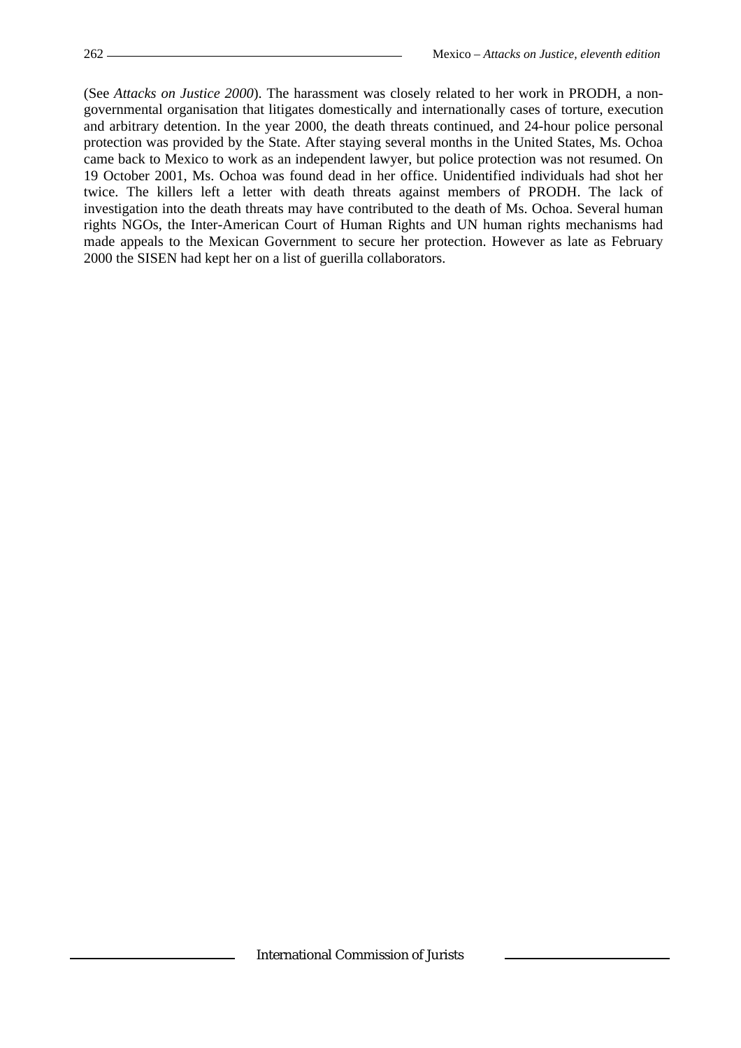(See *Attacks on Justice 2000*). The harassment was closely related to her work in PRODH, a non-governmental organisation that litigates domestically and internationally cases of torture, execution and arbitrary detention. In the year 2000, the death threats continued, and 24-hour police personal protection was provided by the State. After staying several months in the United States, Ms. Ochoa came back to Mexico to work as an independent lawyer, but police protection was not resumed. On 19 October 2001, Ms. Ochoa was found dead in her office. Unidentified individuals had shot her twice. The killers left a letter with death threats against members of PRODH. The lack of investigation into the death threats may have contributed to the death of Ms. Ochoa. Several human rights NGOs, the Inter-American Court of Human Rights and UN human rights mechanisms had made appeals to the Mexican Government to secure her protection. However as late as February 2000 the SISEN had kept her on a list of guerilla collaborators.